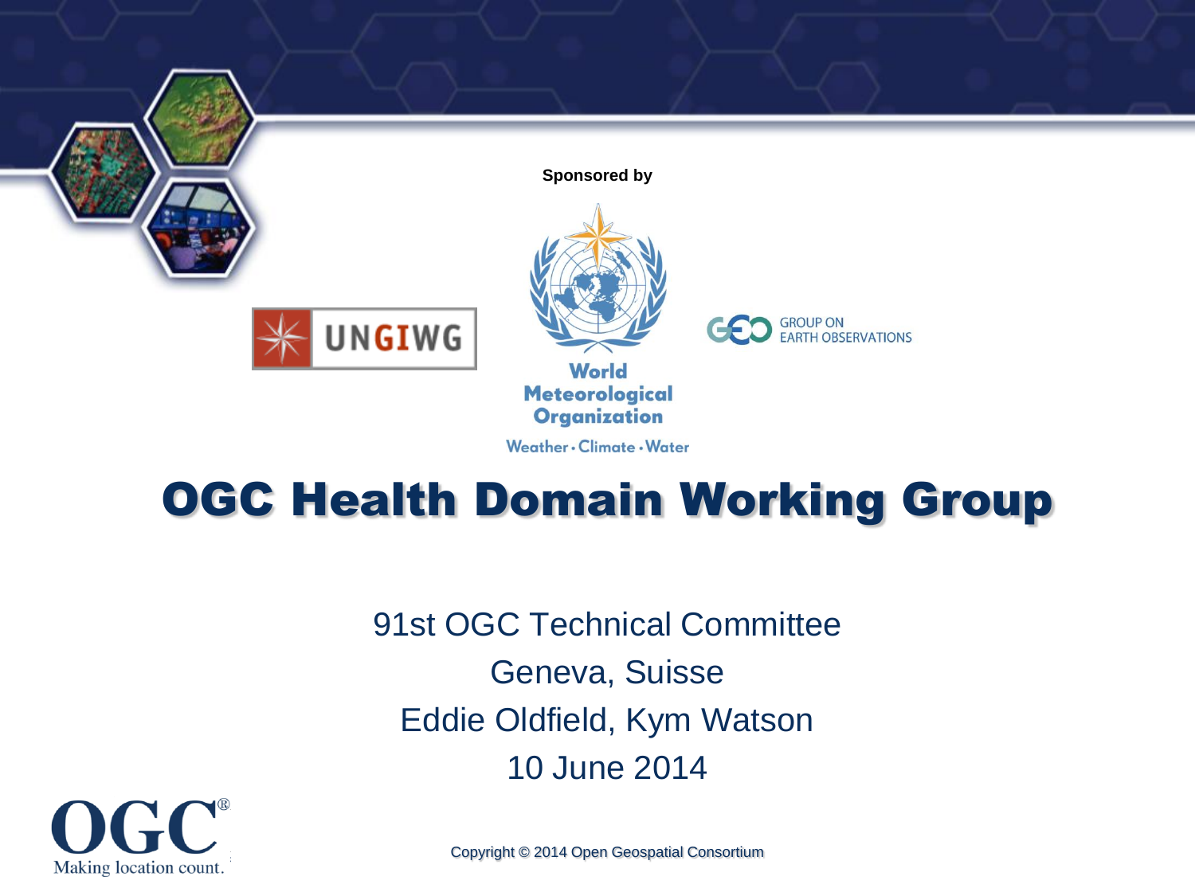Sponsored by

UNGIWG

World Meteorological Organization

Weather • Climate • Water

GROUP ON EARTH OBSERVATIONS

# OGC Health Domain Working Group

91st OGC Technical Committee

Geneva, Suisse

Eddie Oldfield, Kym Watson

10 June 2014

OGC®

Making location count.

Copyright © 2014 Open Geospatial Consortium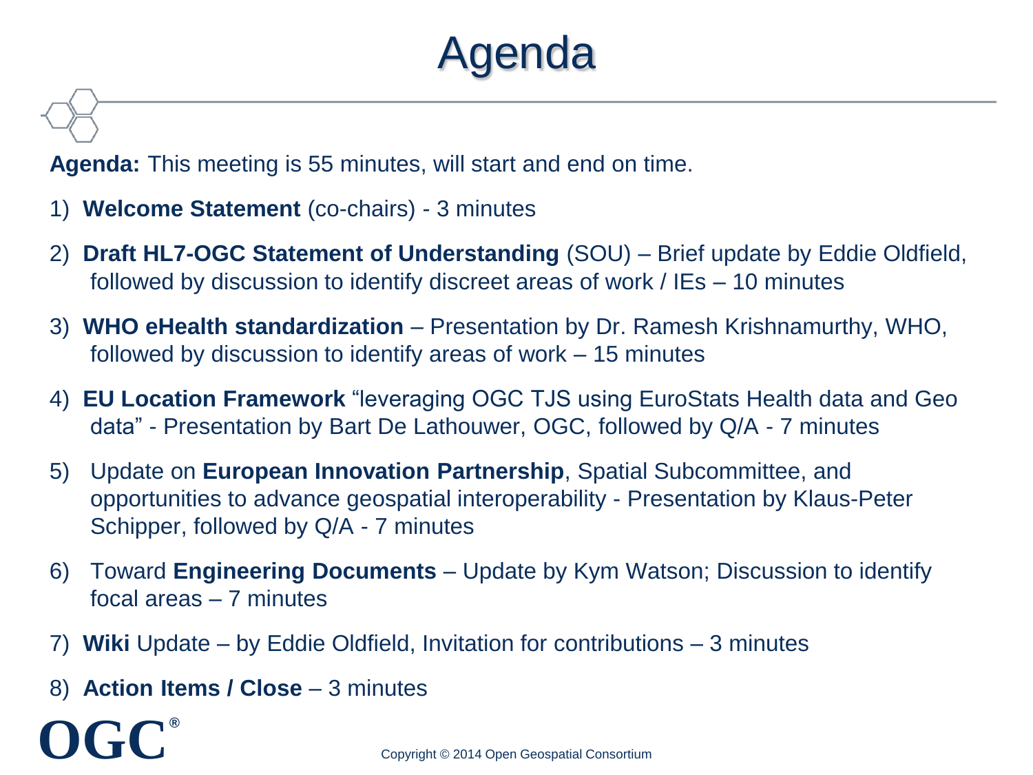# Agenda

**Agenda:** This meeting is 55 minutes, will start and end on time.

1) **Welcome Statement** (co-chairs) - 3 minutes
2) **Draft HL7-OGC Statement of Understanding** (SOU) – Brief update by Eddie Oldfield, followed by discussion to identify discreet areas of work / IEs – 10 minutes
3) **WHO eHealth standardization** – Presentation by Dr. Ramesh Krishnamurthy, WHO, followed by discussion to identify areas of work – 15 minutes
4) **EU Location Framework** "leveraging OGC TJS using EuroStats Health data and Geo data" - Presentation by Bart De Lathouwer, OGC, followed by Q/A - 7 minutes
5) Update on **European Innovation Partnership**, Spatial Subcommittee, and opportunities to advance geospatial interoperability - Presentation by Klaus-Peter Schipper, followed by Q/A - 7 minutes
6) Toward **Engineering Documents** – Update by Kym Watson; Discussion to identify focal areas – 7 minutes
7) **Wiki** Update – by Eddie Oldfield, Invitation for contributions – 3 minutes
8) **Action Items / Close** – 3 minutes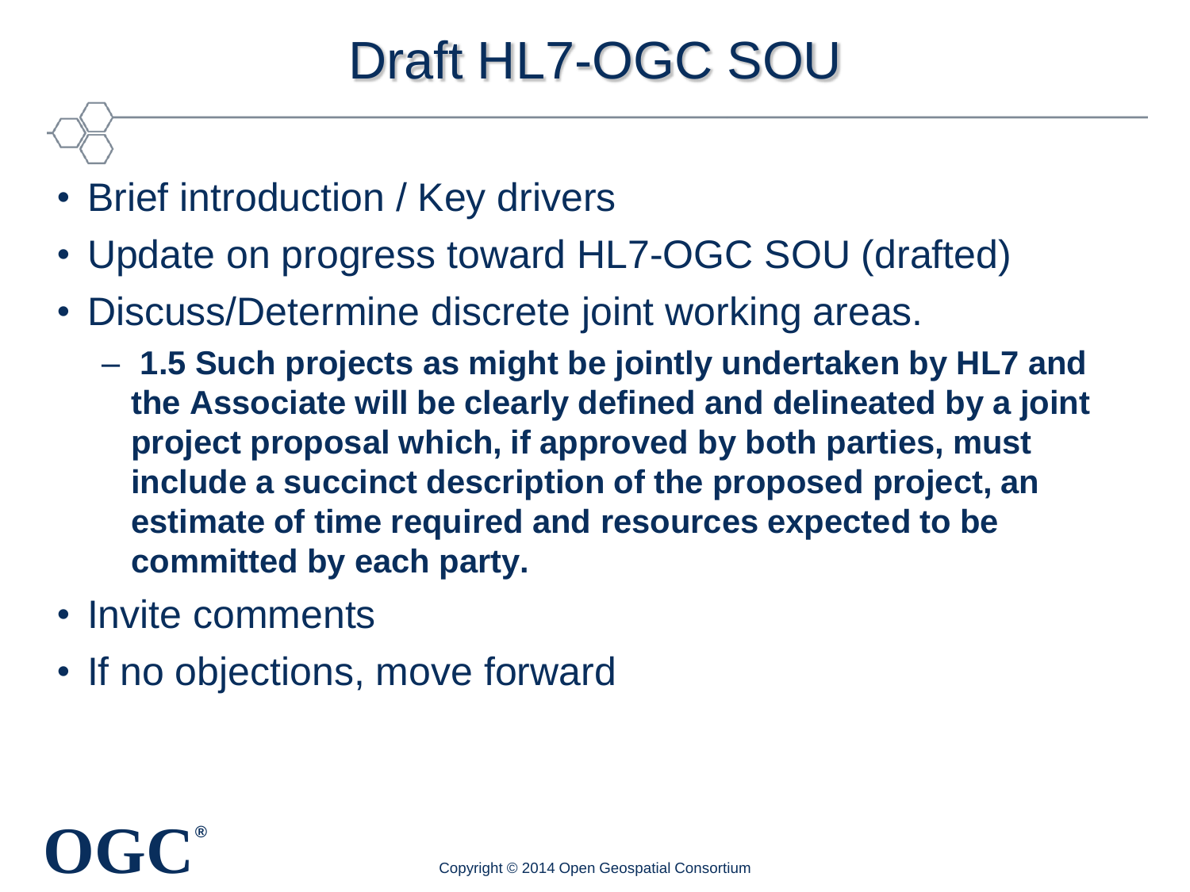# Draft HL7-OGC SOU

- Brief introduction / Key drivers
- Update on progress toward HL7-OGC SOU (drafted)
- Discuss/Determine discrete joint working areas.
  - **1.5 Such projects as might be jointly undertaken by HL7 and the Associate will be clearly defined and delineated by a joint project proposal which, if approved by both parties, must include a succinct description of the proposed project, an estimate of time required and resources expected to be committed by each party.**
- Invite comments
- If no objections, move forward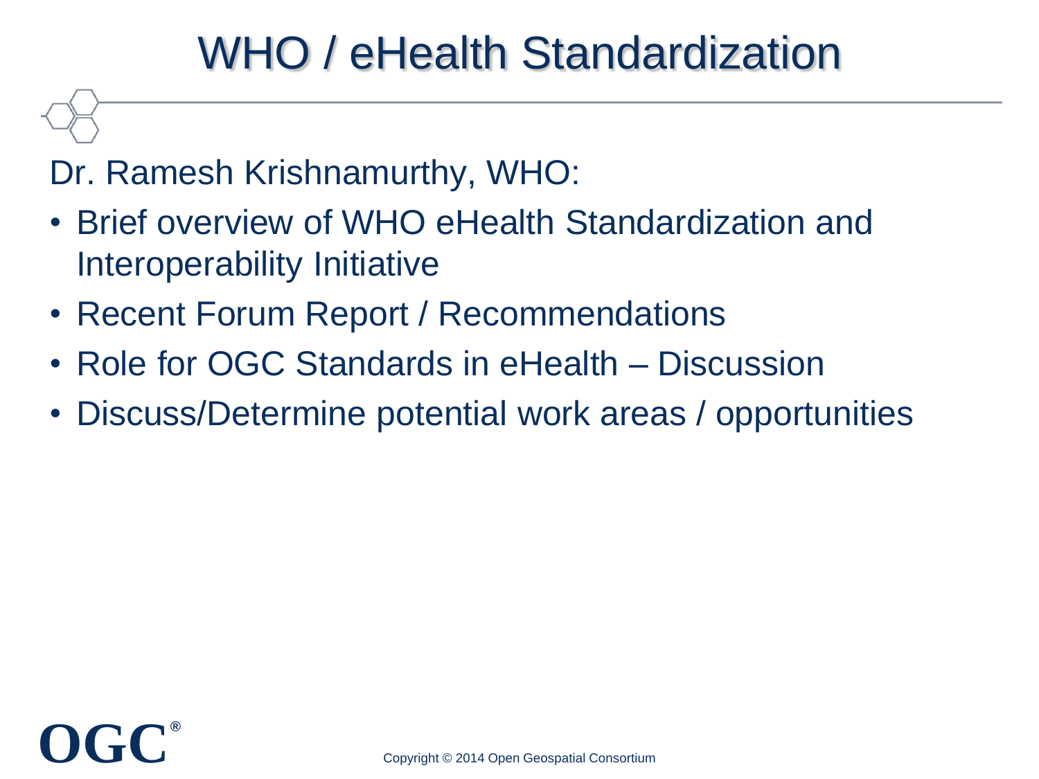# WHO / eHealth Standardization

Dr. Ramesh Krishnamurthy, WHO:

- Brief overview of WHO eHealth Standardization and Interoperability Initiative
- Recent Forum Report / Recommendations
- Role for OGC Standards in eHealth – Discussion
- Discuss/Determine potential work areas / opportunities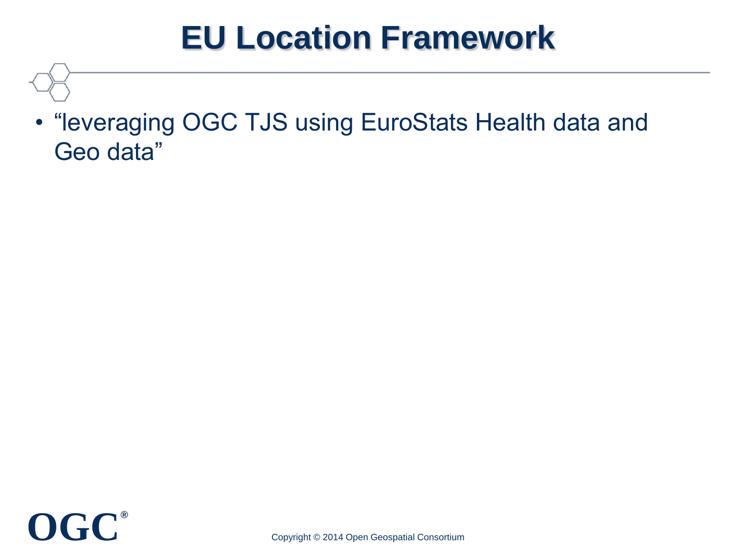# EU Location Framework

- “leveraging OGC TJS using EuroStats Health data and Geo data”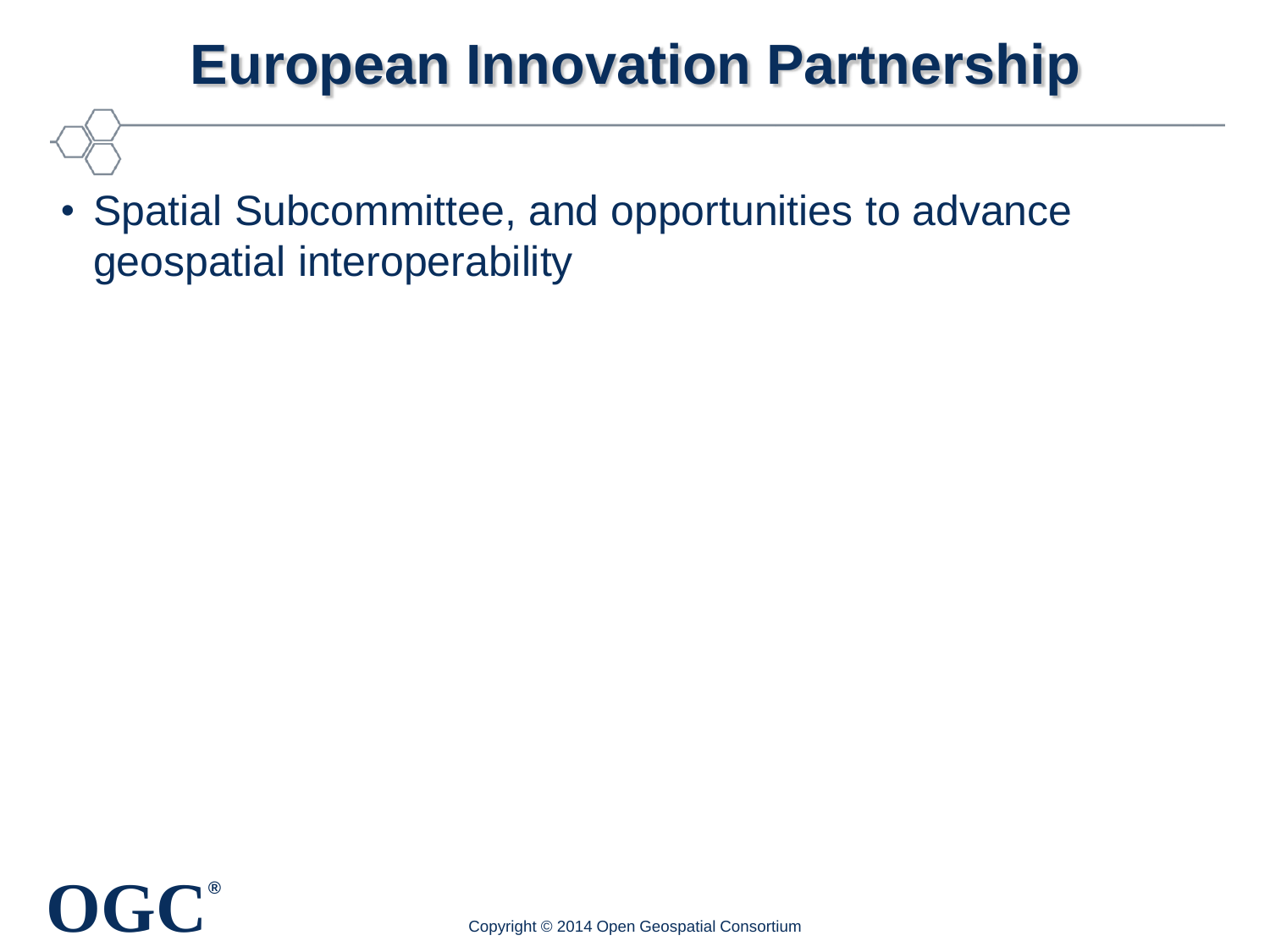# European Innovation Partnership

- Spatial Subcommittee, and opportunities to advance geospatial interoperability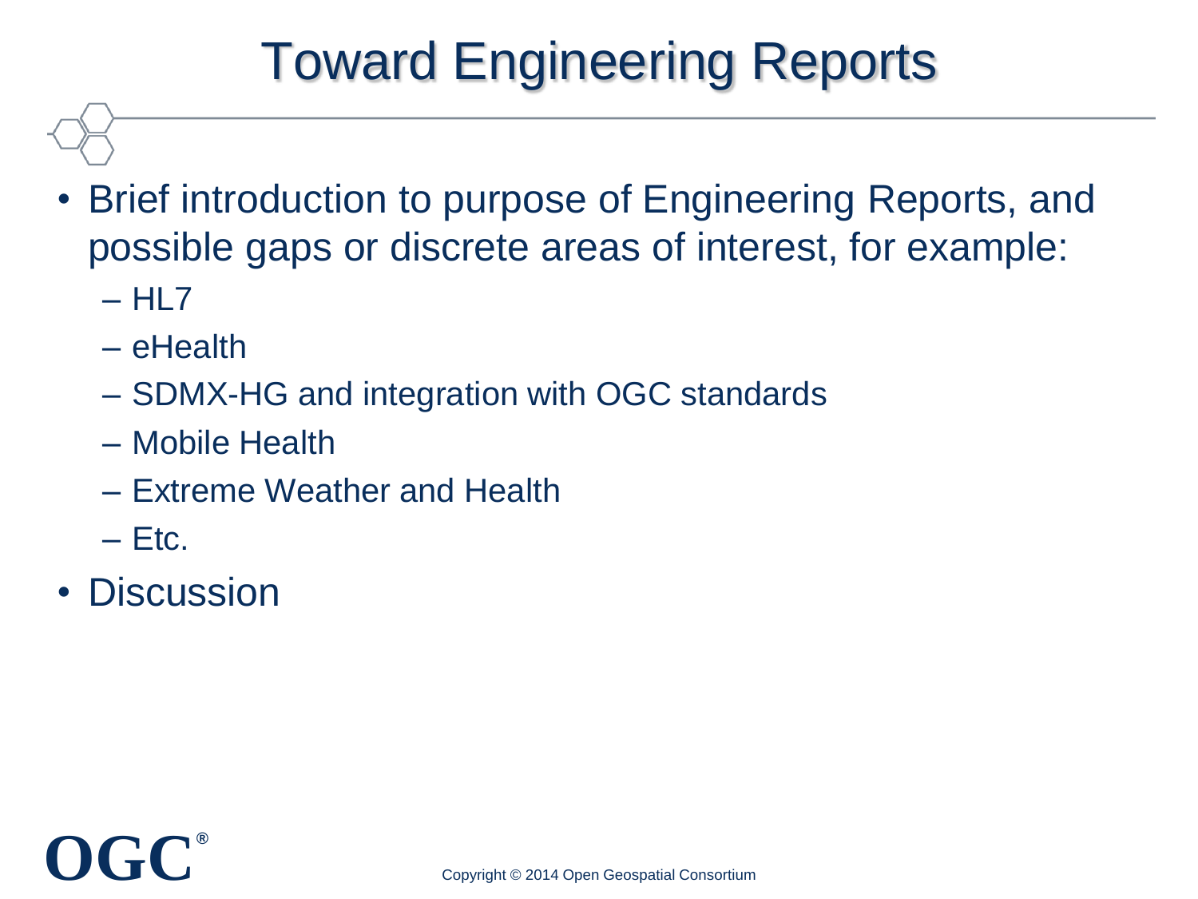# Toward Engineering Reports

- Brief introduction to purpose of Engineering Reports, and possible gaps or discrete areas of interest, for example:
  - HL7
  - eHealth
  - SDMX-HG and integration with OGC standards
  - Mobile Health
  - Extreme Weather and Health
  - Etc.
- Discussion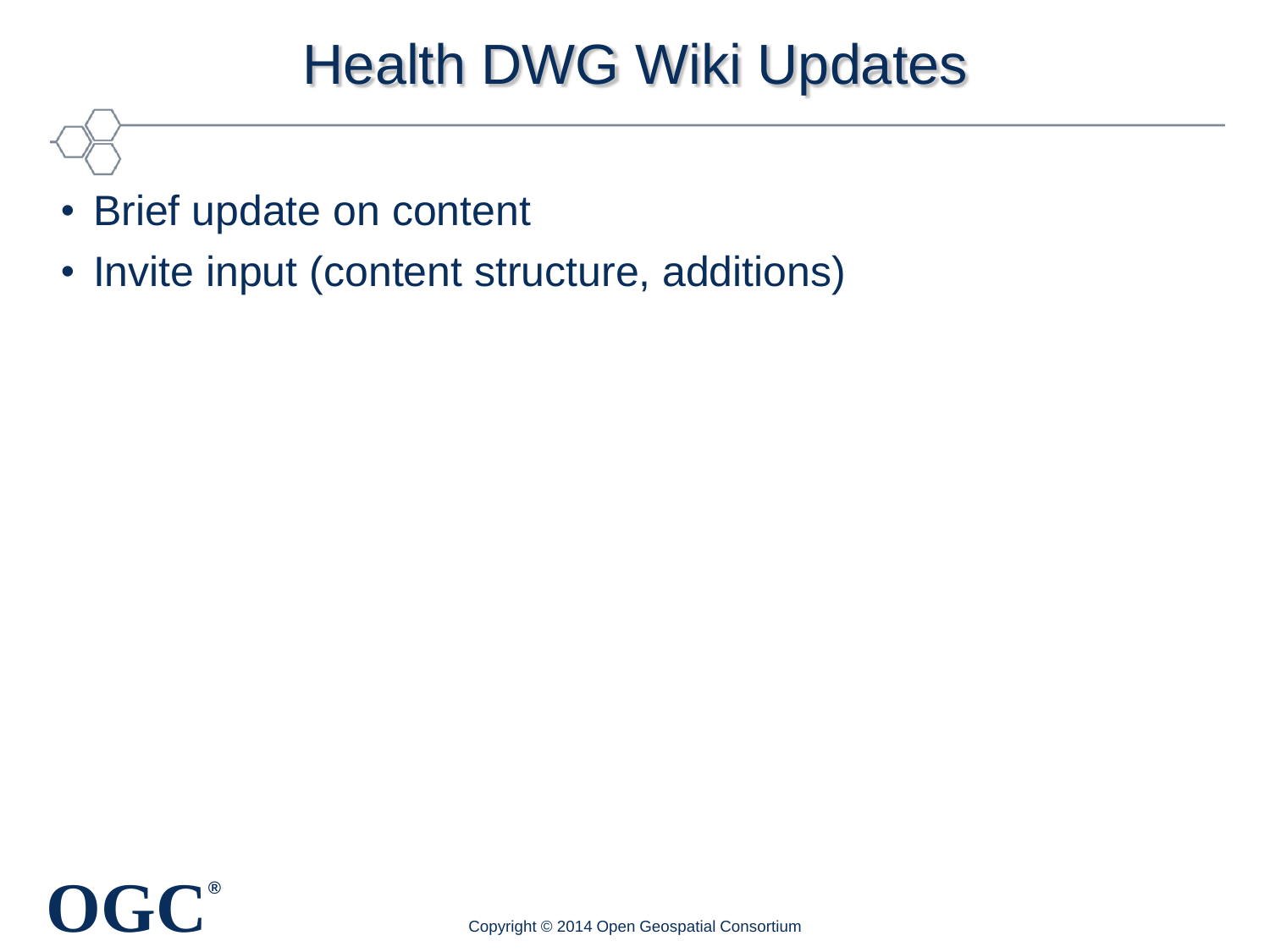# Health DWG Wiki Updates

- Brief update on content
- Invite input (content structure, additions)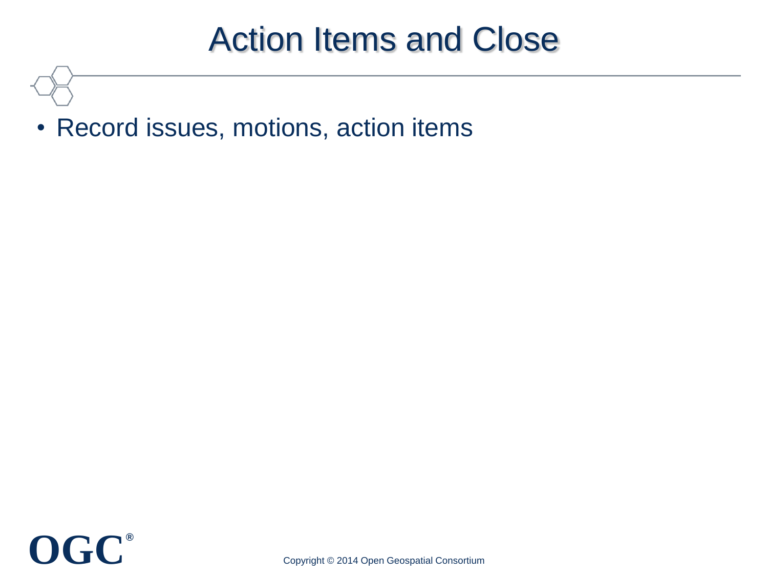# Action Items and Close

- Record issues, motions, action items